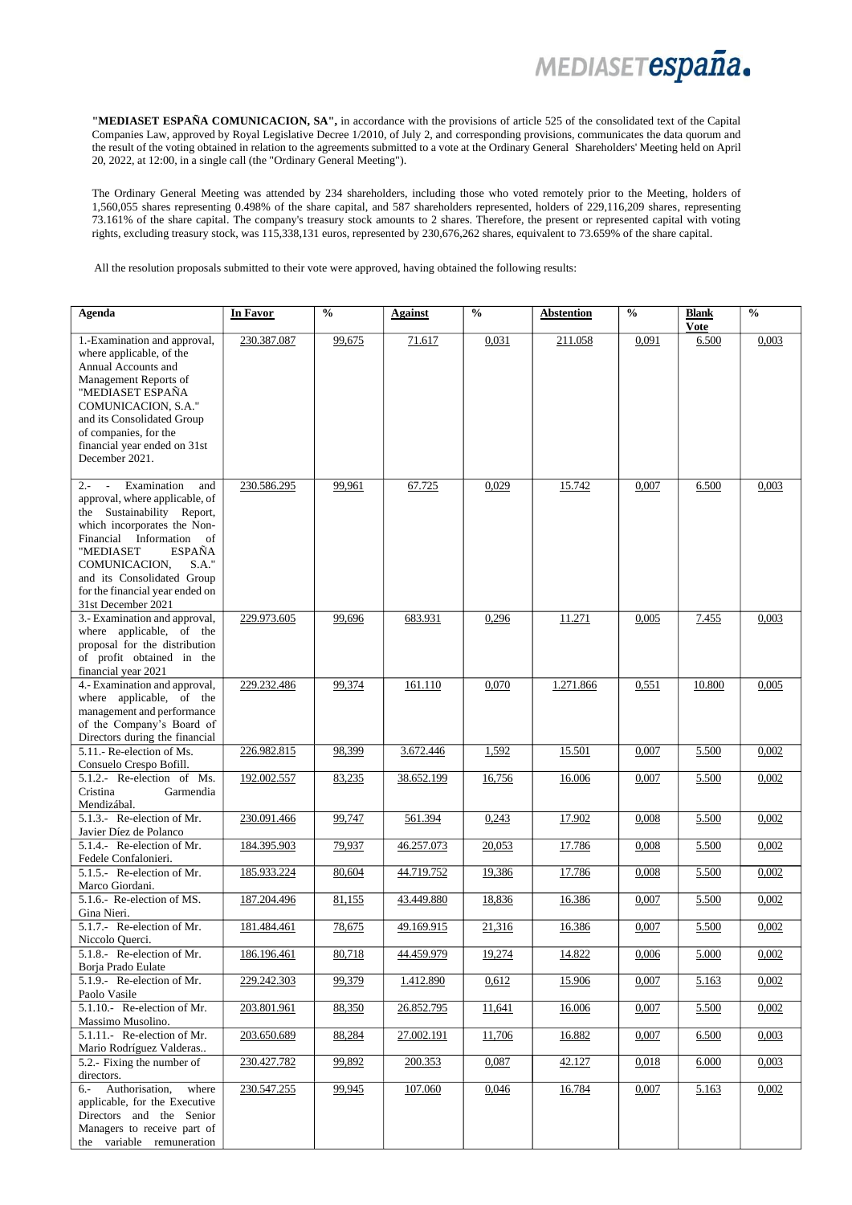**"MEDIASET ESPAÑA COMUNICACION, SA",** in accordance with the provisions of article 525 of the consolidated text of the Capital Companies Law, approved by Royal Legislative Decree 1/2010, of July 2, and corresponding provisions, communicates the data quorum and the result of the voting obtained in relation to the agreements submitted to a vote at the Ordinary General Shareholders' Meeting held on April 20, 2022, at 12:00, in a single call (the "Ordinary General Meeting").

The Ordinary General Meeting was attended by 234 shareholders, including those who voted remotely prior to the Meeting, holders of 1,560,055 shares representing 0.498% of the share capital, and 587 shareholders represented, holders of 229,116,209 shares, representing 73.161% of the share capital. The company's treasury stock amounts to 2 shares. Therefore, the present or represented capital with voting rights, excluding treasury stock, was 115,338,131 euros, represented by 230,676,262 shares, equivalent to 73.659% of the share capital.

All the resolution proposals submitted to their vote were approved, having obtained the following results:

| Agenda | In Favor | % | Against | % | Abstention | % | Blank Vote | % |
|---|---|---|---|---|---|---|---|---|
| 1.-Examination and approval, where applicable, of the Annual Accounts and Management Reports of "MEDIASET ESPAÑA COMUNICACION, S.A." and its Consolidated Group of companies, for the financial year ended on 31st December 2021. | 230.387.087 | 99,675 | 71.617 | 0,031 | 211.058 | 0,091 | 6.500 | 0,003 |
| 2.- - Examination and approval, where applicable, of the Sustainability Report, which incorporates the Non-Financial Information of "MEDIASET ESPAÑA COMUNICACION, S.A." and its Consolidated Group for the financial year ended on 31st December 2021 | 230.586.295 | 99,961 | 67.725 | 0,029 | 15.742 | 0,007 | 6.500 | 0,003 |
| 3.- Examination and approval, where applicable, of the proposal for the distribution of profit obtained in the financial year 2021 | 229.973.605 | 99,696 | 683.931 | 0,296 | 11.271 | 0,005 | 7.455 | 0,003 |
| 4.- Examination and approval, where applicable, of the management and performance of the Company's Board of Directors during the financial | 229.232.486 | 99,374 | 161.110 | 0,070 | 1.271.866 | 0,551 | 10.800 | 0,005 |
| 5.1.1.- Re-election of Ms. Consuelo Crespo Bofill. | 226.982.815 | 98,399 | 3.672.446 | 1,592 | 15.501 | 0,007 | 5.500 | 0,002 |
| 5.1.2.- Re-election of Ms. Cristina Garmendia Mendizábal. | 192.002.557 | 83,235 | 38.652.199 | 16,756 | 16.006 | 0,007 | 5.500 | 0,002 |
| 5.1.3.- Re-election of Mr. Javier Díez de Polanco | 230.091.466 | 99,747 | 561.394 | 0,243 | 17.902 | 0,008 | 5.500 | 0,002 |
| 5.1.4.- Re-election of Mr. Fedele Confalonieri. | 184.395.903 | 79,937 | 46.257.073 | 20,053 | 17.786 | 0,008 | 5.500 | 0,002 |
| 5.1.5.- Re-election of Mr. Marco Giordani. | 185.933.224 | 80,604 | 44.719.752 | 19,386 | 17.786 | 0,008 | 5.500 | 0,002 |
| 5.1.6.- Re-election of MS. Gina Nieri. | 187.204.496 | 81,155 | 43.449.880 | 18,836 | 16.386 | 0,007 | 5.500 | 0,002 |
| 5.1.7.- Re-election of Mr. Niccolo Querci. | 181.484.461 | 78,675 | 49.169.915 | 21,316 | 16.386 | 0,007 | 5.500 | 0,002 |
| 5.1.8.- Re-election of Mr. Borja Prado Eulate | 186.196.461 | 80,718 | 44.459.979 | 19,274 | 14.822 | 0,006 | 5.000 | 0,002 |
| 5.1.9.- Re-election of Mr. Paolo Vasile | 229.242.303 | 99,379 | 1.412.890 | 0,612 | 15.906 | 0,007 | 5.163 | 0,002 |
| 5.1.10.- Re-election of Mr. Massimo Musolino. | 203.801.961 | 88,350 | 26.852.795 | 11,641 | 16.006 | 0,007 | 5.500 | 0,002 |
| 5.1.11.- Re-election of Mr. Mario Rodríguez Valderas.. | 203.650.689 | 88,284 | 27.002.191 | 11,706 | 16.882 | 0,007 | 6.500 | 0,003 |
| 5.2.- Fixing the number of directors. | 230.427.782 | 99,892 | 200.353 | 0,087 | 42.127 | 0,018 | 6.000 | 0,003 |
| 6.- Authorisation, where applicable, for the Executive Directors and the Senior Managers to receive part of the variable remuneration | 230.547.255 | 99,945 | 107.060 | 0,046 | 16.784 | 0,007 | 5.163 | 0,002 |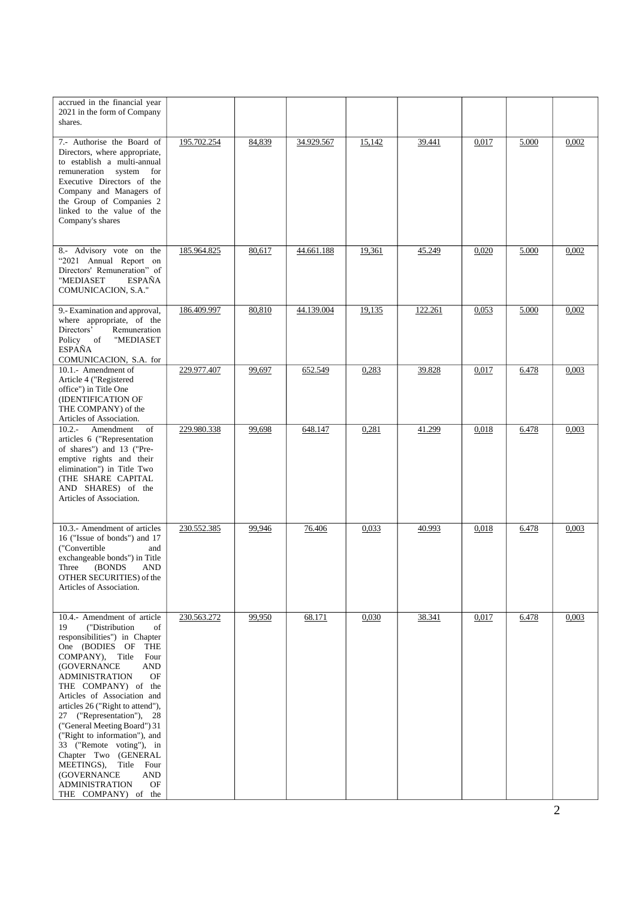| | | | | | | | | |
|---|---|---|---|---|---|---|---|---|
| accrued in the financial year 2021 in the form of Company shares. | | | | | | | | |
| 7.- Authorise the Board of Directors, where appropriate, to establish a multi-annual remuneration system for Executive Directors of the Company and Managers of the Group of Companies 2 linked to the value of the Company's shares | 195.702.254 | 84,839 | 34.929.567 | 15,142 | 39.441 | 0,017 | 5.000 | 0,002 |
| 8.- Advisory vote on the "2021 Annual Report on Directors' Remuneration" of "MEDIASET ESPAÑA COMUNICACION, S.A." | 185.964.825 | 80,617 | 44.661.188 | 19,361 | 45.249 | 0,020 | 5.000 | 0,002 |
| 9.- Examination and approval, where appropriate, of the Directors' Remuneration Policy of "MEDIASET ESPAÑA COMUNICACION, S.A. for | 186.409.997 | 80,810 | 44.139.004 | 19,135 | 122.261 | 0,053 | 5.000 | 0,002 |
| 10.1.- Amendment of Article 4 ("Registered office") in Title One (IDENTIFICATION OF THE COMPANY) of the Articles of Association. | 229.977.407 | 99,697 | 652.549 | 0,283 | 39.828 | 0,017 | 6.478 | 0,003 |
| 10.2.- Amendment of articles 6 ("Representation of shares") and 13 ("Pre-emptive rights and their elimination") in Title Two (THE SHARE CAPITAL AND SHARES) of the Articles of Association. | 229.980.338 | 99,698 | 648.147 | 0,281 | 41.299 | 0,018 | 6.478 | 0,003 |
| 10.3.- Amendment of articles 16 ("Issue of bonds") and 17 ("Convertible and exchangeable bonds") in Title Three (BONDS AND OTHER SECURITIES) of the Articles of Association. | 230.552.385 | 99,946 | 76.406 | 0,033 | 40.993 | 0,018 | 6.478 | 0,003 |
| 10.4.- Amendment of article 19 ("Distribution of responsibilities") in Chapter One (BODIES OF THE COMPANY), Title Four (GOVERNANCE AND ADMINISTRATION OF THE COMPANY) of the Articles of Association and articles 26 ("Right to attend"), 27 ("Representation"), 28 ("General Meeting Board") 31 ("Right to information"), and 33 ("Remote voting"), in Chapter Two (GENERAL MEETINGS), Title Four (GOVERNANCE AND ADMINISTRATION OF THE COMPANY) of the | 230.563.272 | 99,950 | 68.171 | 0,030 | 38.341 | 0,017 | 6.478 | 0,003 |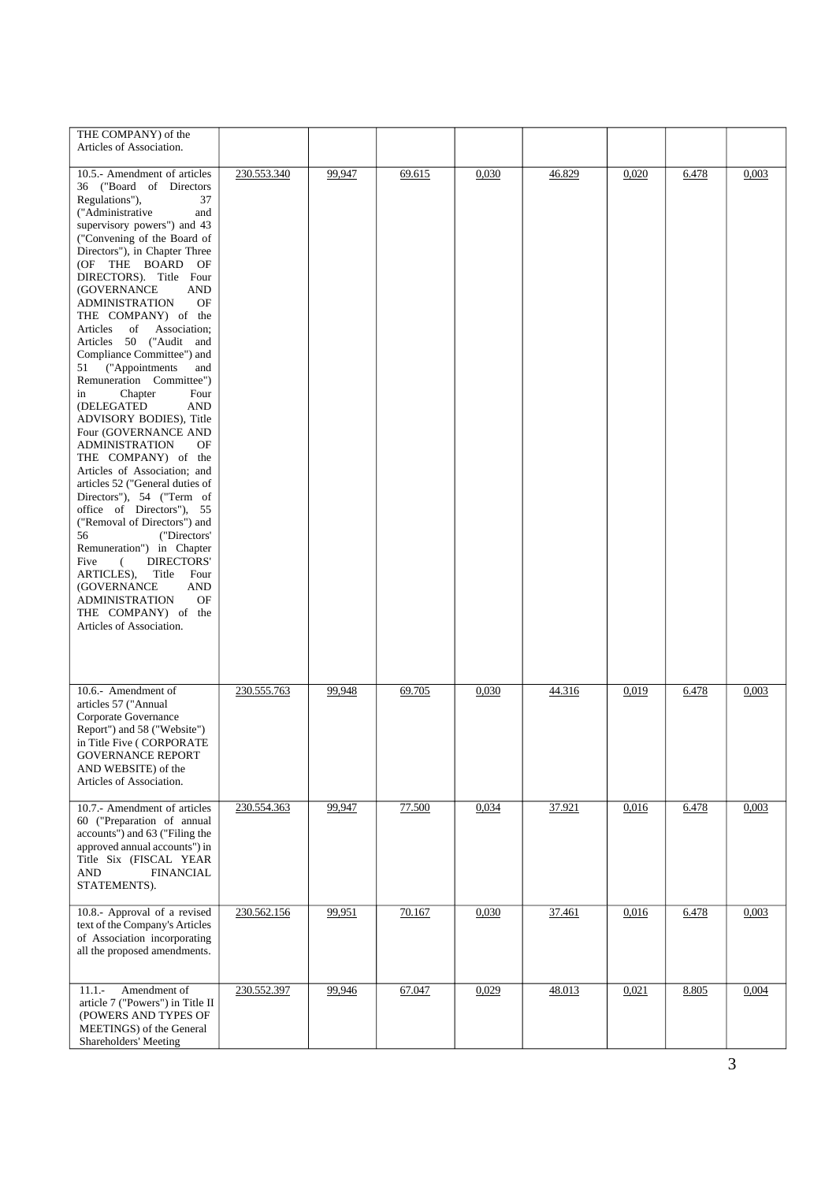| | | | | | | | | |
|---|---|---|---|---|---|---|---|---|
| THE COMPANY) of the Articles of Association. | | | | | | | | |
| 10.5.- Amendment of articles 36 ("Board of Directors Regulations"), 37 ("Administrative and supervisory powers") and 43 ("Convening of the Board of Directors"), in Chapter Three (OF THE BOARD OF DIRECTORS). Title Four (GOVERNANCE AND ADMINISTRATION OF THE COMPANY) of the Articles of Association; Articles 50 ("Audit and Compliance Committee") and 51 ("Appointments and Remuneration Committee") in Chapter Four (DELEGATED AND ADVISORY BODIES), Title Four (GOVERNANCE AND ADMINISTRATION OF THE COMPANY) of the Articles of Association; and articles 52 ("General duties of Directors"), 54 ("Term of office of Directors"), 55 ("Removal of Directors") and 56 ("Directors' Remuneration") in Chapter Five ( DIRECTORS' ARTICLES), Title Four (GOVERNANCE AND ADMINISTRATION OF THE COMPANY) of the Articles of Association. | 230.553.340 | 99,947 | 69.615 | 0,030 | 46.829 | 0,020 | 6.478 | 0,003 |
| 10.6.- Amendment of articles 57 ("Annual Corporate Governance Report") and 58 ("Website") in Title Five ( CORPORATE GOVERNANCE REPORT AND WEBSITE) of the Articles of Association. | 230.555.763 | 99,948 | 69.705 | 0,030 | 44.316 | 0,019 | 6.478 | 0,003 |
| 10.7.- Amendment of articles 60 ("Preparation of annual accounts") and 63 ("Filing the approved annual accounts") in Title Six (FISCAL YEAR AND FINANCIAL STATEMENTS). | 230.554.363 | 99,947 | 77.500 | 0,034 | 37.921 | 0,016 | 6.478 | 0,003 |
| 10.8.- Approval of a revised text of the Company's Articles of Association incorporating all the proposed amendments. | 230.562.156 | 99,951 | 70.167 | 0,030 | 37.461 | 0,016 | 6.478 | 0,003 |
| 11.1.- Amendment of article 7 ("Powers") in Title II (POWERS AND TYPES OF MEETINGS) of the General Shareholders' Meeting | 230.552.397 | 99,946 | 67.047 | 0,029 | 48.013 | 0,021 | 8.805 | 0,004 |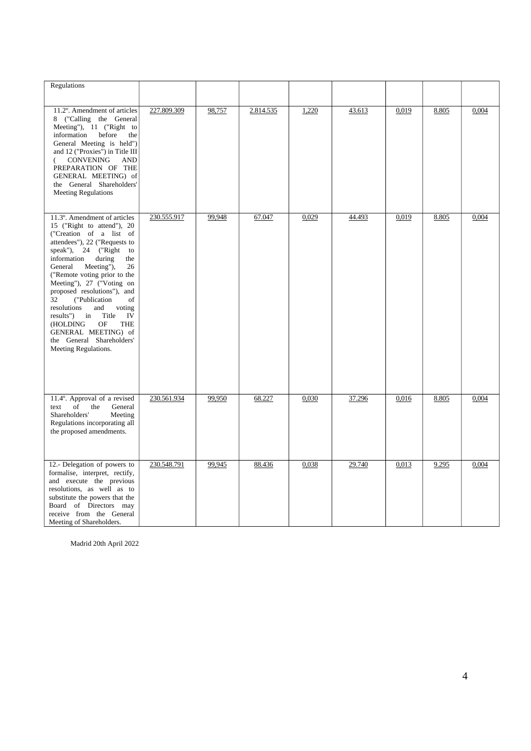| | | | | | | | | |
|---|---|---|---|---|---|---|---|---|
| Regulations | | | | | | | | |
| 11.2º. Amendment of articles 8 ("Calling the General Meeting"), 11 ("Right to information before the General Meeting is held") and 12 ("Proxies") in Title III ( CONVENING AND PREPARATION OF THE GENERAL MEETING) of the General Shareholders' Meeting Regulations | 227.809.309 | 98,757 | 2.814.535 | 1,220 | 43.613 | 0,019 | 8.805 | 0,004 |
| 11.3º. Amendment of articles 15 ("Right to attend"), 20 ("Creation of a list of attendees"), 22 ("Requests to speak"), 24 ("Right to information during the General Meeting"), 26 ("Remote voting prior to the Meeting"), 27 ("Voting on proposed resolutions"), and 32 ("Publication of resolutions and voting results") in Title IV (HOLDING OF THE GENERAL MEETING) of the General Shareholders' Meeting Regulations. | 230.555.917 | 99,948 | 67.047 | 0,029 | 44.493 | 0,019 | 8.805 | 0,004 |
| 11.4º. Approval of a revised text of the General Shareholders' Meeting Regulations incorporating all the proposed amendments. | 230.561.934 | 99,950 | 68.227 | 0,030 | 37.296 | 0,016 | 8.805 | 0,004 |
| 12.- Delegation of powers to formalise, interpret, rectify, and execute the previous resolutions, as well as to substitute the powers that the Board of Directors may receive from the General Meeting of Shareholders. | 230.548.791 | 99,945 | 88.436 | 0,038 | 29.740 | 0,013 | 9.295 | 0,004 |

Madrid 20th April 2022